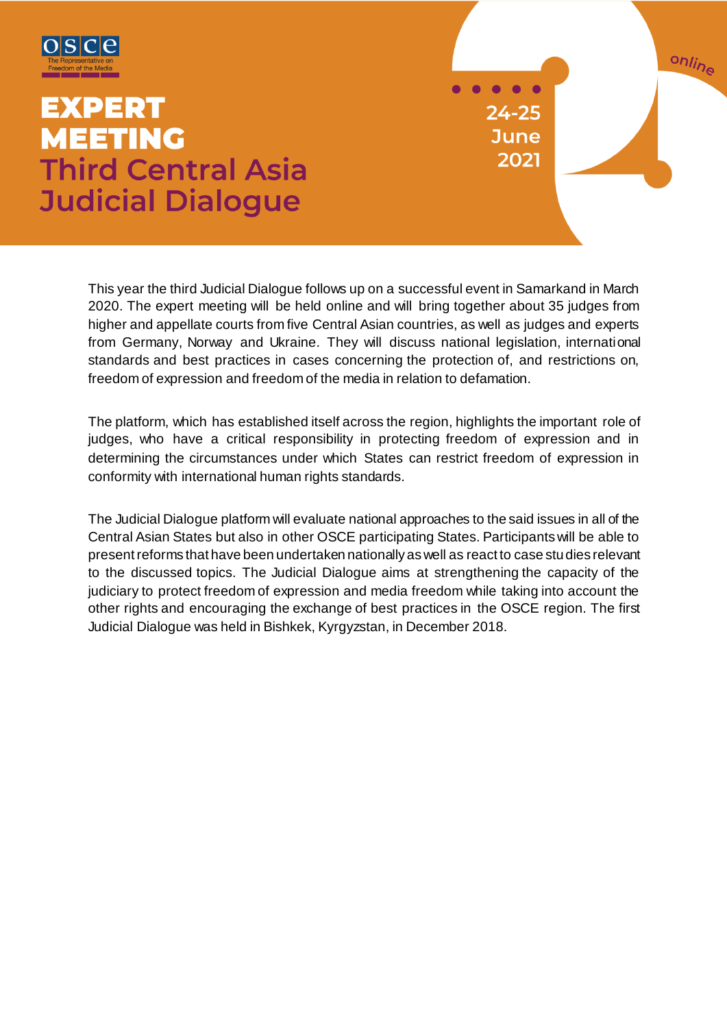OSCE
The Representative on Freedom of the Media

# EXPERT MEETING
# Third Central Asia Judicial Dialogue

24-25 June 2021

online

This year the third Judicial Dialogue follows up on a successful event in Samarkand in March 2020. The expert meeting will be held online and will bring together about 35 judges from higher and appellate courts from five Central Asian countries, as well as judges and experts from Germany, Norway and Ukraine. They will discuss national legislation, international standards and best practices in cases concerning the protection of, and restrictions on, freedom of expression and freedom of the media in relation to defamation.

The platform, which has established itself across the region, highlights the important role of judges, who have a critical responsibility in protecting freedom of expression and in determining the circumstances under which States can restrict freedom of expression in conformity with international human rights standards.

The Judicial Dialogue platform will evaluate national approaches to the said issues in all of the Central Asian States but also in other OSCE participating States. Participants will be able to present reforms that have been undertaken nationally as well as react to case studies relevant to the discussed topics. The Judicial Dialogue aims at strengthening the capacity of the judiciary to protect freedom of expression and media freedom while taking into account the other rights and encouraging the exchange of best practices in the OSCE region. The first Judicial Dialogue was held in Bishkek, Kyrgyzstan, in December 2018.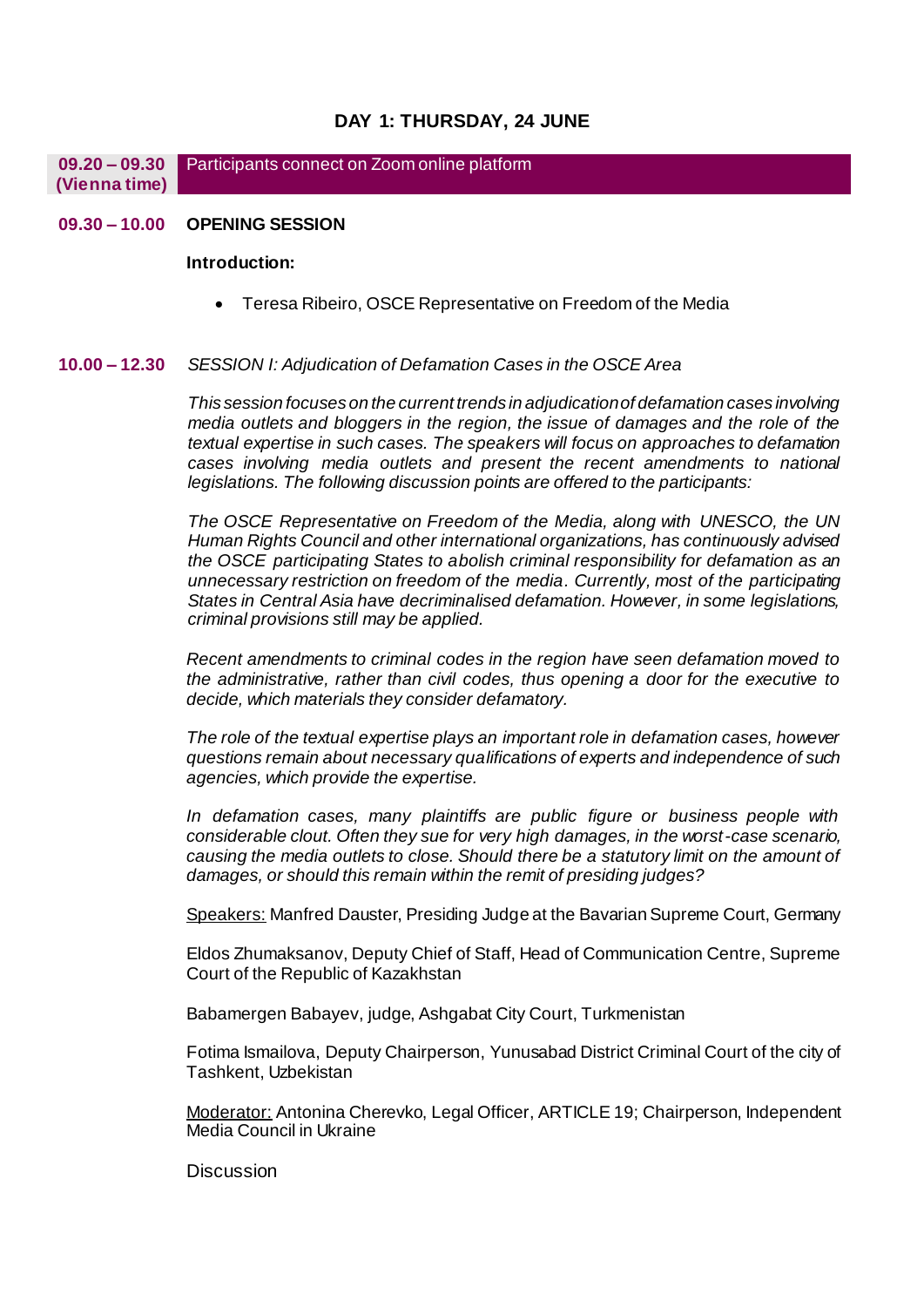## DAY 1: THURSDAY, 24 JUNE

**09.20 – 09.30 (Vienna time)** Participants connect on Zoom online platform

**09.30 – 10.00** **OPENING SESSION**

**Introduction:**

- Teresa Ribeiro, OSCE Representative on Freedom of the Media

**10.00 – 12.30** *SESSION I: Adjudication of Defamation Cases in the OSCE Area*

*This session focuses on the current trends in adjudication of defamation cases involving media outlets and bloggers in the region, the issue of damages and the role of the textual expertise in such cases. The speakers will focus on approaches to defamation cases involving media outlets and present the recent amendments to national legislations. The following discussion points are offered to the participants:*

*The OSCE Representative on Freedom of the Media, along with UNESCO, the UN Human Rights Council and other international organizations, has continuously advised the OSCE participating States to abolish criminal responsibility for defamation as an unnecessary restriction on freedom of the media. Currently, most of the participating States in Central Asia have decriminalised defamation. However, in some legislations, criminal provisions still may be applied.*

*Recent amendments to criminal codes in the region have seen defamation moved to the administrative, rather than civil codes, thus opening a door for the executive to decide, which materials they consider defamatory.*

*The role of the textual expertise plays an important role in defamation cases, however questions remain about necessary qualifications of experts and independence of such agencies, which provide the expertise.*

*In defamation cases, many plaintiffs are public figure or business people with considerable clout. Often they sue for very high damages, in the worst-case scenario, causing the media outlets to close. Should there be a statutory limit on the amount of damages, or should this remain within the remit of presiding judges?*

<u>Speakers:</u> Manfred Dauster, Presiding Judge at the Bavarian Supreme Court, Germany

Eldos Zhumaksanov, Deputy Chief of Staff, Head of Communication Centre, Supreme Court of the Republic of Kazakhstan

Babamergen Babayev, judge, Ashgabat City Court, Turkmenistan

Fotima Ismailova, Deputy Chairperson, Yunusabad District Criminal Court of the city of Tashkent, Uzbekistan

<u>Moderator:</u> Antonina Cherevko, Legal Officer, ARTICLE 19; Chairperson, Independent Media Council in Ukraine

Discussion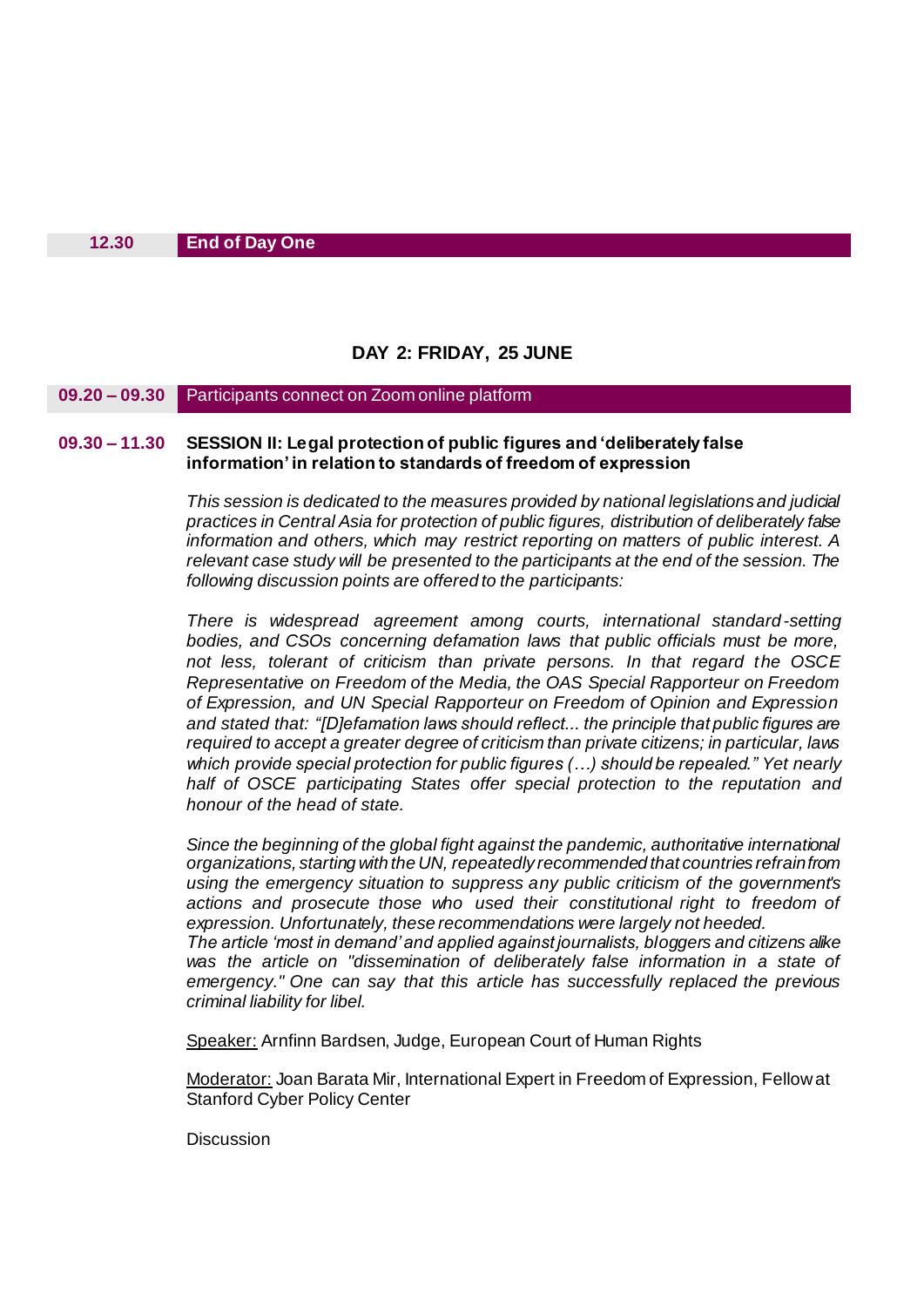| 12.30 | **End of Day One** |
|---|---|

## DAY 2: FRIDAY, 25 JUNE

| 09.20 – 09.30 | Participants connect on Zoom online platform |
|---|---|

**09.30 – 11.30** **SESSION II: Legal protection of public figures and 'deliberately false information' in relation to standards of freedom of expression**

*This session is dedicated to the measures provided by national legislations and judicial practices in Central Asia for protection of public figures, distribution of deliberately false information and others, which may restrict reporting on matters of public interest. A relevant case study will be presented to the participants at the end of the session. The following discussion points are offered to the participants:*

*There is widespread agreement among courts, international standard-setting bodies, and CSOs concerning defamation laws that public officials must be more, not less, tolerant of criticism than private persons. In that regard the OSCE Representative on Freedom of the Media, the OAS Special Rapporteur on Freedom of Expression, and UN Special Rapporteur on Freedom of Opinion and Expression and stated that: "[D]efamation laws should reflect... the principle that public figures are required to accept a greater degree of criticism than private citizens; in particular, laws which provide special protection for public figures (…) should be repealed." Yet nearly half of OSCE participating States offer special protection to the reputation and honour of the head of state.*

*Since the beginning of the global fight against the pandemic, authoritative international organizations, starting with the UN, repeatedly recommended that countries refrain from using the emergency situation to suppress any public criticism of the government's actions and prosecute those who used their constitutional right to freedom of expression. Unfortunately, these recommendations were largely not heeded.*
*The article 'most in demand' and applied against journalists, bloggers and citizens alike was the article on "dissemination of deliberately false information in a state of emergency." One can say that this article has successfully replaced the previous criminal liability for libel.*

Speaker: Arnfinn Bardsen, Judge, European Court of Human Rights

Moderator: Joan Barata Mir, International Expert in Freedom of Expression, Fellow at Stanford Cyber Policy Center

Discussion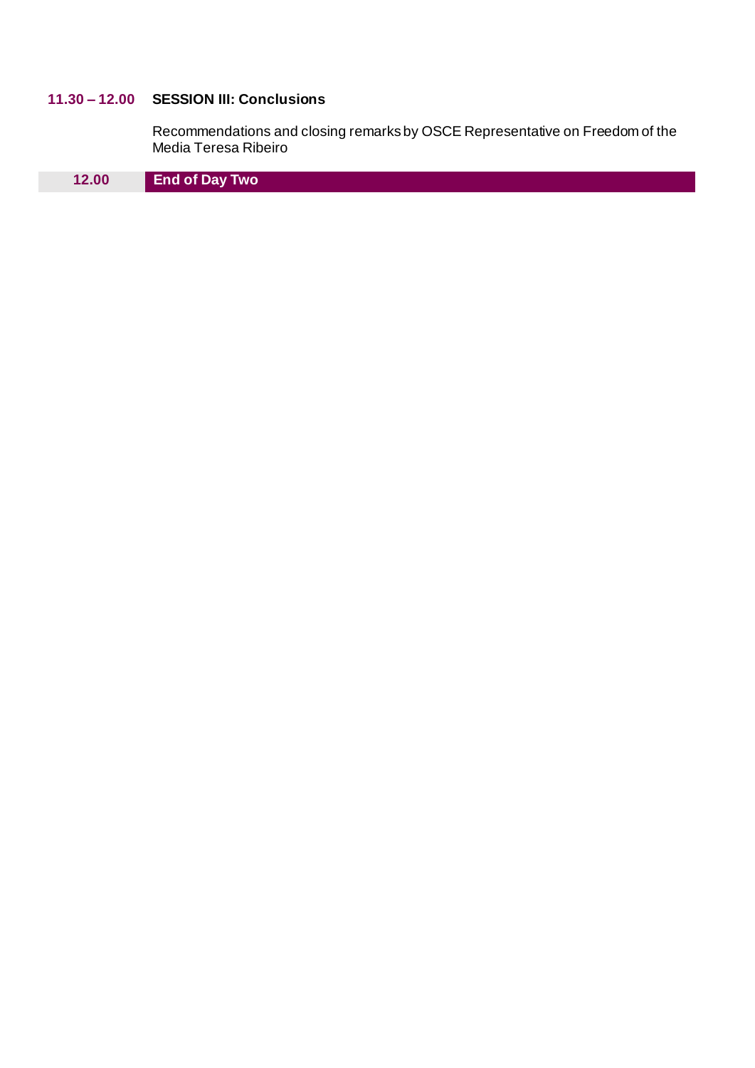**11.30 – 12.00** **SESSION III: Conclusions**

Recommendations and closing remarks by OSCE Representative on Freedom of the Media Teresa Ribeiro

| | |
|---|---|
| **12.00** | **End of Day Two** |